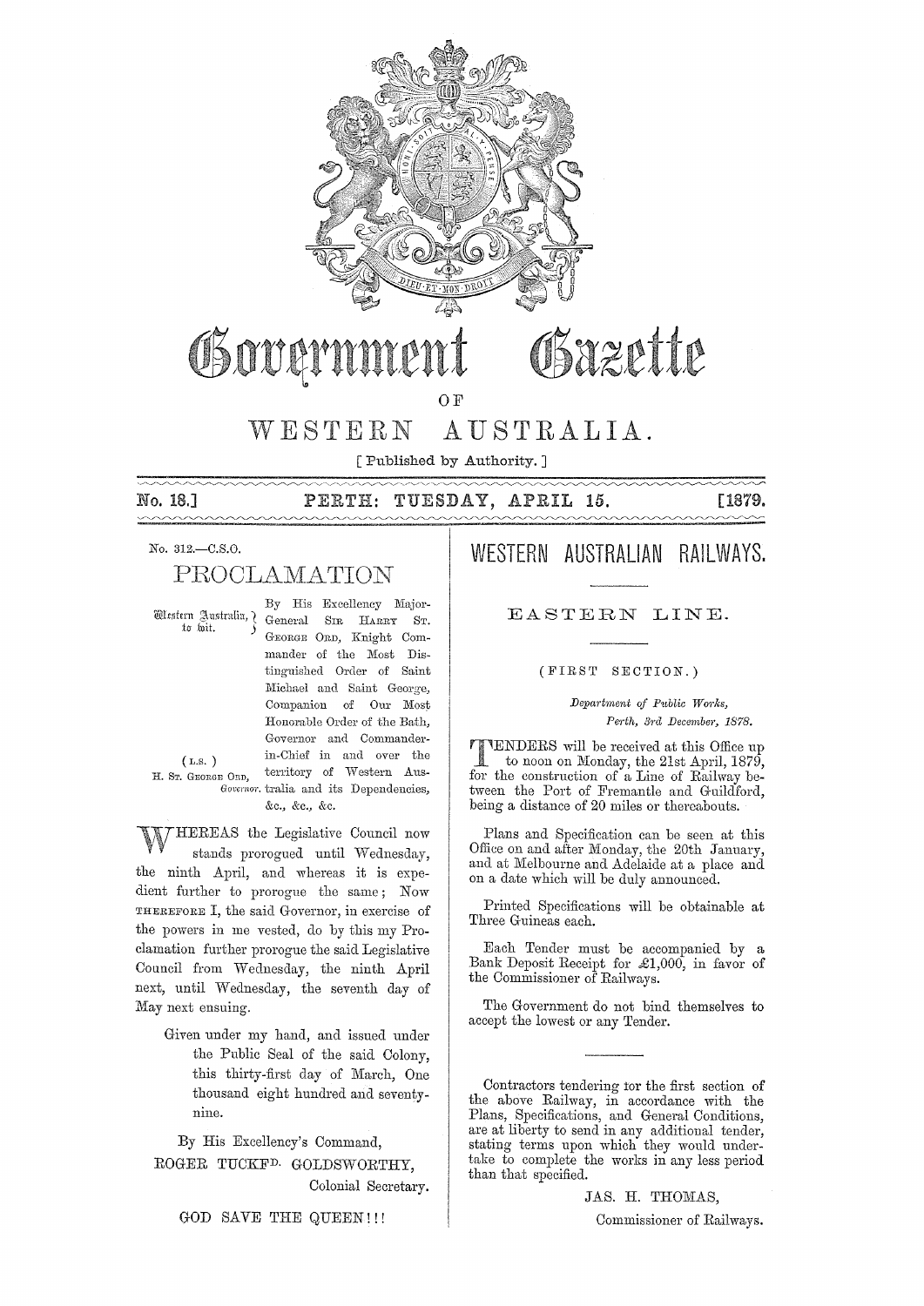# Government Gazette

OF

# WESTERN AUSTRALIA.

[ Published by Authority. ]

No. 18.] **PERTH: TUESDAY, APRIL 15.** [1879.

No. 312.—C.S.O.

## PROCLAMATION

Western Australia, to wit.

By His Excellency Major-General SIR HARRY ST. GEORGE ORD, Knight Commander of the Most Distinguished Order of Saint Michael and Saint George, Companion of Our Most Honorable Order of the Bath, Governor and Commander-in-Chief in and over the territory of Western Australia and its Dependencies, &c., &c., &c.

( L.S. )
H. ST. GEORGE ORD,
*Governor.*

WHEREAS the Legislative Council now stands prorogued until Wednesday, the ninth April, and whereas it is expedient further to prorogue the same; Now THEREFORE I, the said Governor, in exercise of the powers in me vested, do by this my Proclamation further prorogue the said Legislative Council from Wednesday, the ninth April next, until Wednesday, the seventh day of May next ensuing.

Given under my hand, and issued under the Public Seal of the said Colony, this thirty-first day of March, One thousand eight hundred and seventy-nine.

By His Excellency's Command,
ROGER TUCKFD. GOLDSWORTHY,
Colonial Secretary.

GOD SAVE THE QUEEN!!!

## WESTERN AUSTRALIAN RAILWAYS.

### EASTERN LINE.

(FIRST SECTION.)

*Department of Public Works,*
*Perth, 3rd December, 1878.*

TENDERS will be received at this Office up to noon on Monday, the 21st April, 1879, for the construction of a Line of Railway between the Port of Fremantle and Guildford, being a distance of 20 miles or thereabouts.

Plans and Specification can be seen at this Office on and after Monday, the 20th January, and at Melbourne and Adelaide at a place and on a date which will be duly announced.

Printed Specifications will be obtainable at Three Guineas each.

Each Tender must be accompanied by a Bank Deposit Receipt for £1,000, in favor of the Commissioner of Railways.

The Government do not bind themselves to accept the lowest or any Tender.

---

Contractors tendering for the first section of the above Railway, in accordance with the Plans, Specifications, and General Conditions, are at liberty to send in any additional tender, stating terms upon which they would undertake to complete the works in any less period than that specified.

JAS. H. THOMAS,
Commissioner of Railways.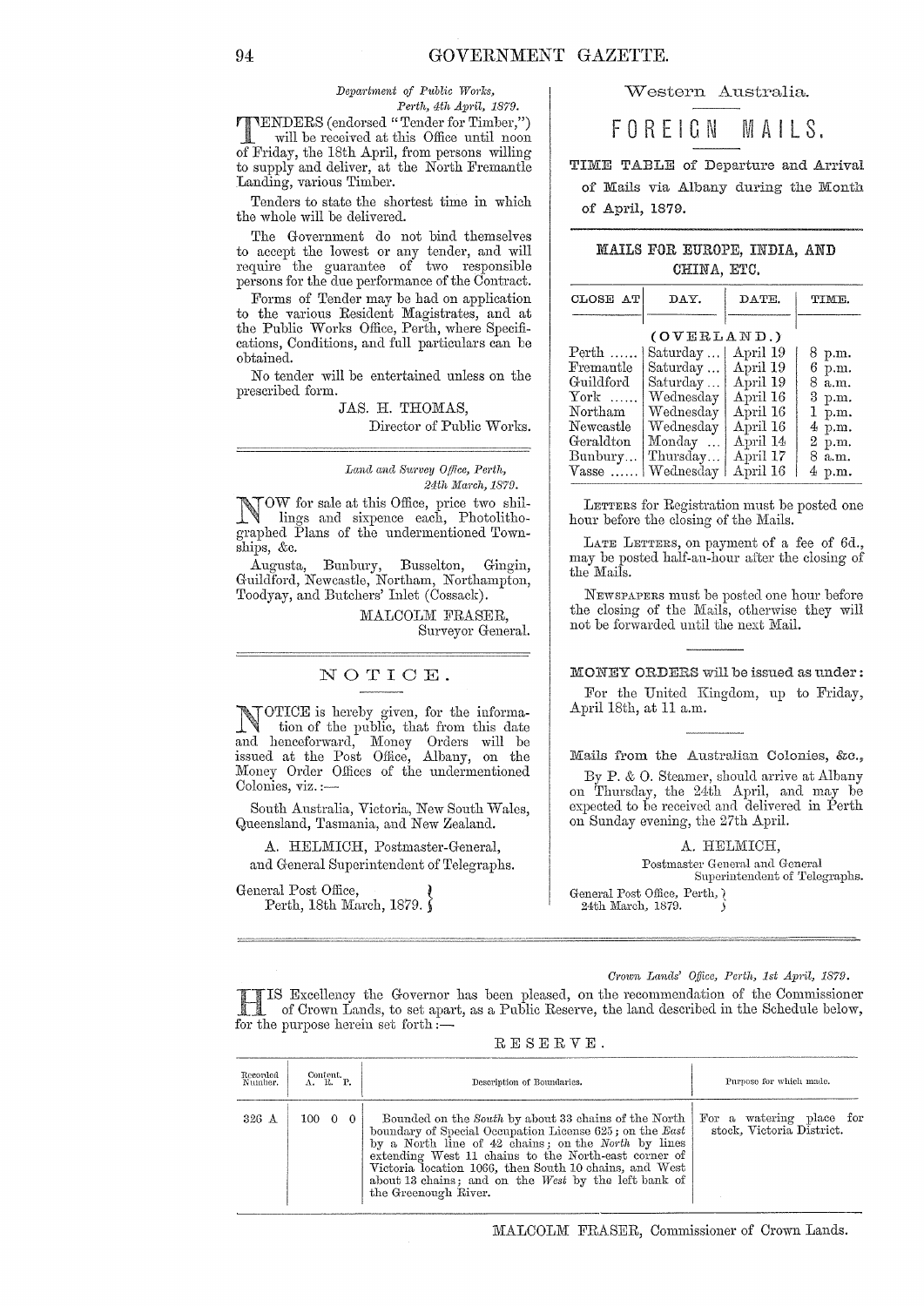*Department of Public Works,*
*Perth, 4th April, 1879.*

TENDERS (endorsed "Tender for Timber,") will be received at this Office until noon of Friday, the 18th April, from persons willing to supply and deliver, at the North Fremantle Landing, various Timber.

Tenders to state the shortest time in which the whole will be delivered.

The Government do not bind themselves to accept the lowest or any tender, and will require the guarantee of two responsible persons for the due performance of the Contract.

Forms of Tender may be had on application to the various Resident Magistrates, and at the Public Works Office, Perth, where Specifications, Conditions, and full particulars can be obtained.

No tender will be entertained unless on the prescribed form.

JAS. H. THOMAS,
Director of Public Works.

---

*Land and Survey Office, Perth,*
*24th March, 1879.*

NOW for sale at this Office, price two shillings and sixpence each, Photolithographed Plans of the undermentioned Townships, &c.

Augusta, Bunbury, Busselton, Gingin, Guildford, Newcastle, Northam, Northampton, Toodyay, and Butchers' Inlet (Cossack).

MALCOLM FRASER,
Surveyor General.

---

## NOTICE.

NOTICE is hereby given, for the information of the public, that from this date and henceforward, Money Orders will be issued at the Post Office, Albany, on the Money Order Offices of the undermentioned Colonies, viz.:—

South Australia, Victoria, New South Wales, Queensland, Tasmania, and New Zealand.

A. HELMICH, Postmaster-General,
and General Superintendent of Telegraphs.

General Post Office,
Perth, 18th March, 1879.

---

Western Australia.

## FOREIGN MAILS.

TIME TABLE of Departure and Arrival of Mails via Albany during the Month of April, 1879.

### MAILS FOR EUROPE, INDIA, AND CHINA, ETC.

| CLOSE AT | DAY. | DATE. | TIME. |
|---|---|---|---|
| (OVERLAND.) | | | |
| Perth ...... | Saturday ... | April 19 | 8 p.m. |
| Fremantle | Saturday ... | April 19 | 6 p.m. |
| Guildford | Saturday ... | April 19 | 8 a.m. |
| York ...... | Wednesday | April 16 | 3 p.m. |
| Northam | Wednesday | April 16 | 1 p.m. |
| Newcastle | Wednesday | April 16 | 4 p.m. |
| Geraldton | Monday ... | April 14 | 2 p.m. |
| Bunbury... | Thursday... | April 17 | 8 a.m. |
| Vasse ...... | Wednesday | April 16 | 4 p.m. |

LETTERS for Registration must be posted one hour before the closing of the Mails.

LATE LETTERS, on payment of a fee of 6d., may be posted half-an-hour after the closing of the Mails.

NEWSPAPERS must be posted one hour before the closing of the Mails, otherwise they will not be forwarded until the next Mail.

MONEY ORDERS will be issued as under:

For the United Kingdom, up to Friday, April 18th, at 11 a.m.

Mails from the Australian Colonies, &c.,

By P. & O. Steamer, should arrive at Albany on Thursday, the 24th April, and may be expected to be received and delivered in Perth on Sunday evening, the 27th April.

A. HELMICH,
Postmaster General and General Superintendent of Telegraphs.

General Post Office, Perth,
24th March, 1879.

---

*Crown Lands' Office, Perth, 1st April, 1879.*

HIS Excellency the Governor has been pleased, on the recommendation of the Commissioner of Crown Lands, to set apart, as a Public Reserve, the land described in the Schedule below, for the purpose herein set forth:—

RESERVE.

| Recorded Number. | Content. A. R. P. | Description of Boundaries. | Purpose for which made. |
|---|---|---|---|
| 326 A | 100 0 0 | Bounded on the *South* by about 33 chains of the North boundary of Special Occupation License 625; on the *East* by a North line of 42 chains; on the *North* by lines extending West 11 chains to the North-east corner of Victoria location 1066, then South 10 chains, and West about 13 chains; and on the *West* by the left bank of the Greenough River. | For a watering place for stock, Victoria District. |

MALCOLM FRASER, Commissioner of Crown Lands.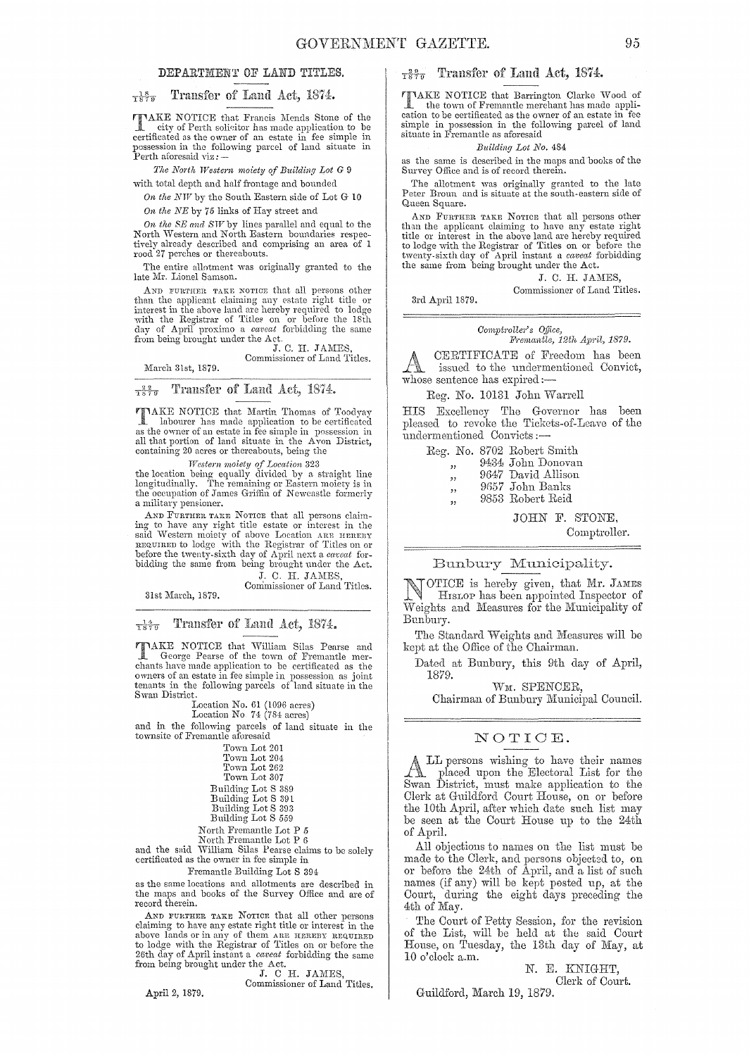## DEPARTMENT OF LAND TITLES.

### $\frac{15}{1879}$ Transfer of Land Act, 1874.

TAKE NOTICE that Francis Mends Stone of the city of Perth solicitor has made application to be certificated as the owner of an estate in fee simple in possession in the following parcel of land situate in Perth aforesaid viz:—

*The North Western moiety of Building Lot G 9*

with total depth and half frontage and bounded

*On the NW* by the South Eastern side of Lot G 10

*On the NE* by 75 links of Hay street and

*On the SE and SW* by lines parallel and equal to the North Western and North Eastern boundaries respectively already described and comprising an area of 1 rood 27 perches or thereabouts.

The entire allotment was originally granted to the late Mr. Lionel Samson.

AND FURTHER TAKE NOTICE that all persons other than the applicant claiming any estate right title or interest in the above land are hereby required to lodge with the Registrar of Titles on or before the 18th day of April proximo a *caveat* forbidding the same from being brought under the Act.

J. C. H. JAMES,
Commissioner of Land Titles.

March 31st, 1879.

### $\frac{22}{1879}$ Transfer of Land Act, 1874.

TAKE NOTICE that Martin Thomas of Toodyay labourer has made application to be certificated as the owner of an estate in fee simple in possession in all that portion of land situate in the Avon District, containing 20 acres or thereabouts, being the

*Western moiety of Location 323*

the location being equally divided by a straight line longitudinally. The remaining or Eastern moiety is in the occupation of James Griffin of Newcastle formerly a military pensioner.

AND FURTHER TAKE NOTICE that all persons claiming to have any right title estate or interest in the said Western moiety of above Location ARE HEREBY REQUIRED to lodge with the Registrar of Titles on or before the twenty-sixth day of April next a *caveat* forbidding the same from being brought under the Act.

J. C. H. JAMES,
Commissioner of Land Titles.

31st March, 1879.

### $\frac{14}{1879}$ Transfer of Land Act, 1874.

TAKE NOTICE that William Silas Pearse and George Pearse of the town of Fremantle merchants have made application to be certificated as the owners of an estate in fee simple in possession as joint tenants in the following parcels of land situate in the Swan District.

Location No. 61 (1096 acres)
Location No 74 (784 acres)

and in the following parcels of land situate in the townsite of Fremantle aforesaid

Town Lot 201
Town Lot 204
Town Lot 262
Town Lot 307
Building Lot S 389
Building Lot S 391
Building Lot S 393
Building Lot S 559
North Fremantle Lot P 5
North Fremantle Lot P 6

and the said William Silas Pearse claims to be solely certificated as the owner in fee simple in

Fremantle Building Lot S 394

as the same locations and allotments are described in the maps and books of the Survey Office and are of record therein.

AND FURTHER TAKE NOTICE that all other persons claiming to have any estate right title or interest in the above lands or in any of them ARE HEREBY REQUIRED to lodge with the Registrar of Titles on or before the 26th day of April instant a *caveat* forbidding the same from being brought under the Act.

J. C. H. JAMES,
Commissioner of Land Titles.

April 2, 1879.

### $\frac{20}{1879}$ Transfer of Land Act, 1874.

TAKE NOTICE that Barrington Clarke Wood of the town of Fremantle merchant has made application to be certificated as the owner of an estate in fee simple in possession in the following parcel of land situate in Fremantle as aforesaid

*Building Lot No. 484*

as the same is described in the maps and books of the Survey Office and is of record therein.

The allotment was originally granted to the late Peter Broun and is situate at the south-eastern side of Queen Square.

AND FURTHER TAKE NOTICE that all persons other than the applicant claiming to have any estate right title or interest in the above land are hereby required to lodge with the Registrar of Titles on or before the twenty-sixth day of April instant a *caveat* forbidding the same from being brought under the Act.

J. C. H. JAMES,
Commissioner of Land Titles.

3rd April 1879.

---

*Comptroller's Office,*
*Fremantle, 12th April, 1879.*

A CERTIFICATE of Freedom has been issued to the undermentioned Convict, whose sentence has expired:—

Reg. No. 10131 John Warrell

HIS Excellency The Governor has been pleased to revoke the Tickets-of-Leave of the undermentioned Convicts:—

Reg. No. 8702 Robert Smith
„ 9434 John Donovan
„ 9647 David Allison
„ 9657 John Banks
„ 9853 Robert Reid

JOHN F. STONE,
Comptroller.

---

## Bunbury Municipality.

NOTICE is hereby given, that Mr. JAMES HISLOP has been appointed Inspector of Weights and Measures for the Municipality of Bunbury.

The Standard Weights and Measures will be kept at the Office of the Chairman.

Dated at Bunbury, this 9th day of April, 1879.

WM. SPENCER,
Chairman of Bunbury Municipal Council.

---

## NOTICE.

ALL persons wishing to have their names placed upon the Electoral List for the Swan District, must make application to the Clerk at Guildford Court House, on or before the 10th April, after which date such list may be seen at the Court House up to the 24th of April.

All objections to names on the list must be made to the Clerk, and persons objected to, on or before the 24th of April, and a list of such names (if any) will be kept posted up, at the Court, during the eight days preceding the 4th of May.

The Court of Petty Session, for the revision of the List, will be held at the said Court House, on Tuesday, the 13th day of May, at 10 o'clock a.m.

N. E. KNIGHT,
Clerk of Court.

Guildford, March 19, 1879.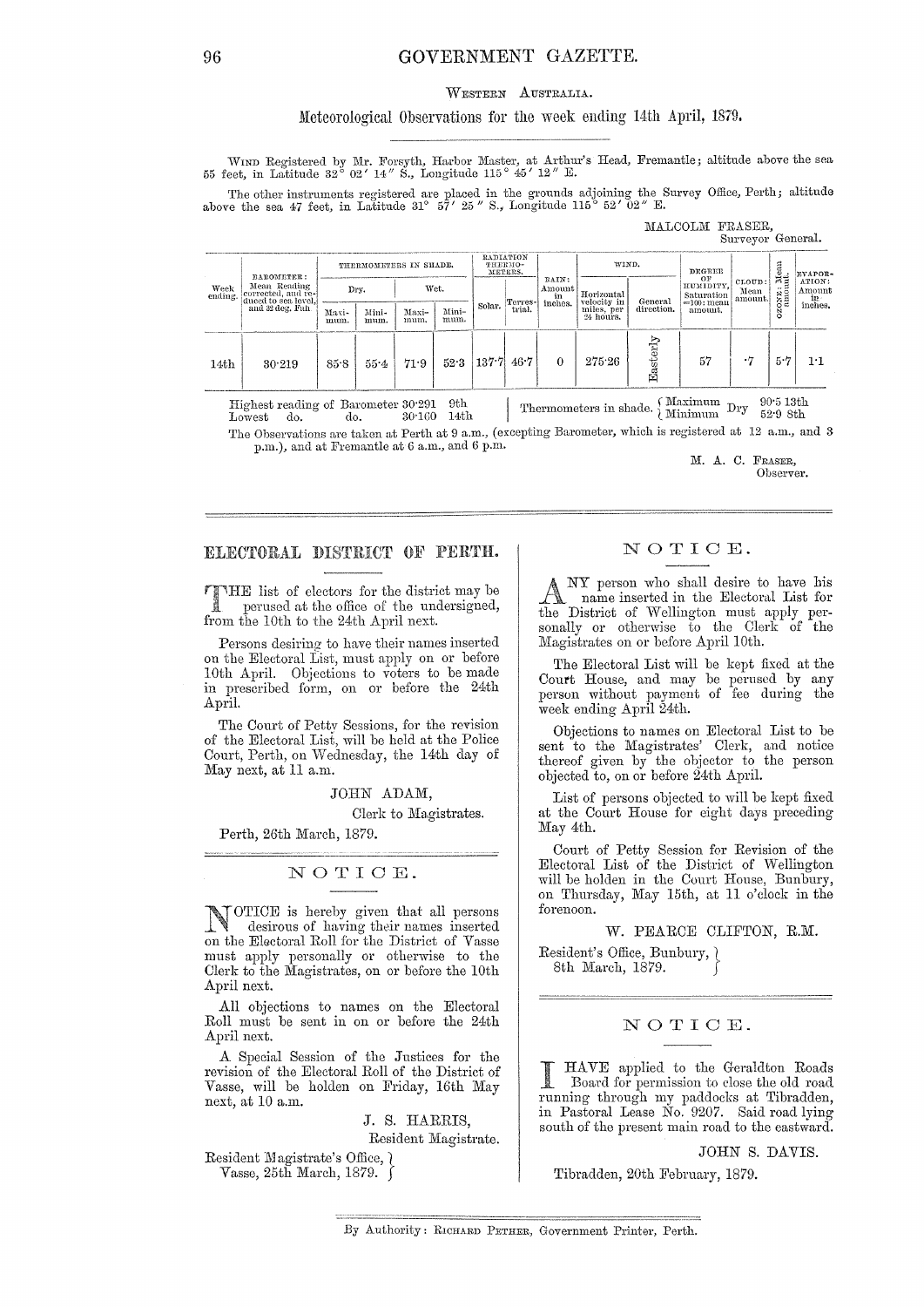WESTERN AUSTRALIA.

## Meteorological Observations for the week ending 14th April, 1879.

WIND Registered by Mr. Forsyth, Harbor Master, at Arthur's Head, Fremantle; altitude above the sea 55 feet, in Latitude 32° 02′ 14″ S., Longitude 115° 45′ 12″ E.

The other instruments registered are placed in the grounds adjoining the Survey Office, Perth; altitude above the sea 47 feet, in Latitude 31° 57′ 25″ S., Longitude 115° 52′ 02″ E.

MALCOLM FRASER,
Surveyor General.

| Week ending. | BAROMETER: Mean Reading corrected, and reduced to sea level, and 32 deg. Fah. | THERMOMETERS IN SHADE. | | | | RADIATION THERMOMETERS. | | RAIN: Amount in inches. | WIND. | | DEGREE OF HUMIDITY, Saturation =100: mean amount. | CLOUD: Mean amount. | OZONE: Mean amount. | EVAPORATION: Amount in inches. |
|---|---|---|---|---|---|---|---|---|---|---|---|---|---|---|
| | | Dry. | | Wet. | | | | | | | | | | |
| | | Maximum. | Minimum. | Maximum. | Minimum. | Solar. | Terrestrial. | | Horizontal velocity in miles, per 24 hours. | General direction. | | | | |
| 14th | 30·219 | 85·8 | 55·4 | 71·9 | 52·3 | 137·7 | 46·7 | 0 | 275·26 | Easterly | 57 | ·7 | 5·7 | 1·1 |

Highest reading of Barometer 30·291 9th
Lowest do. do. 30·160 14th

Thermometers in shade. Maximum Dry 90·5 13th
Minimum Dry 52·9 8th

The Observations are taken at Perth at 9 a.m., (excepting Barometer, which is registered at 12 a.m., and 3 p.m.), and at Fremantle at 6 a.m., and 6 p.m.

M. A. C. FRASER,
Observer.

---

## ELECTORAL DISTRICT OF PERTH.

THE list of electors for the district may be perused at the office of the undersigned, from the 10th to the 24th April next.

Persons desiring to have their names inserted on the Electoral List, must apply on or before 10th April. Objections to voters to be made in prescribed form, on or before the 24th April.

The Court of Petty Sessions, for the revision of the Electoral List, will be held at the Police Court, Perth, on Wednesday, the 14th day of May next, at 11 a.m.

JOHN ADAM,
Clerk to Magistrates.

Perth, 26th March, 1879.

---

## NOTICE.

NOTICE is hereby given that all persons desirous of having their names inserted on the Electoral Roll for the District of Vasse must apply personally or otherwise to the Clerk to the Magistrates, on or before the 10th April next.

All objections to names on the Electoral Roll must be sent in on or before the 24th April next.

A Special Session of the Justices for the revision of the Electoral Roll of the District of Vasse, will be holden on Friday, 16th May next, at 10 a.m.

J. S. HARRIS,
Resident Magistrate.

Resident Magistrate's Office,
Vasse, 25th March, 1879.

---

## NOTICE.

ANY person who shall desire to have his name inserted in the Electoral List for the District of Wellington must apply personally or otherwise to the Clerk of the Magistrates on or before April 10th.

The Electoral List will be kept fixed at the Court House, and may be perused by any person without payment of fee during the week ending April 24th.

Objections to names on Electoral List to be sent to the Magistrates' Clerk, and notice thereof given by the objector to the person objected to, on or before 24th April.

List of persons objected to will be kept fixed at the Court House for eight days preceding May 4th.

Court of Petty Session for Revision of the Electoral List of the District of Wellington will be holden in the Court House, Bunbury, on Thursday, May 15th, at 11 o'clock in the forenoon.

W. PEARCE CLIFTON, R.M.

Resident's Office, Bunbury,
8th March, 1879.

---

## NOTICE.

I HAVE applied to the Geraldton Roads Board for permission to close the old road running through my paddocks at Tibradden, in Pastoral Lease No. 9207. Said road lying south of the present main road to the eastward.

JOHN S. DAVIS.

Tibradden, 20th February, 1879.

---

By Authority: RICHARD PETHER, Government Printer, Perth.